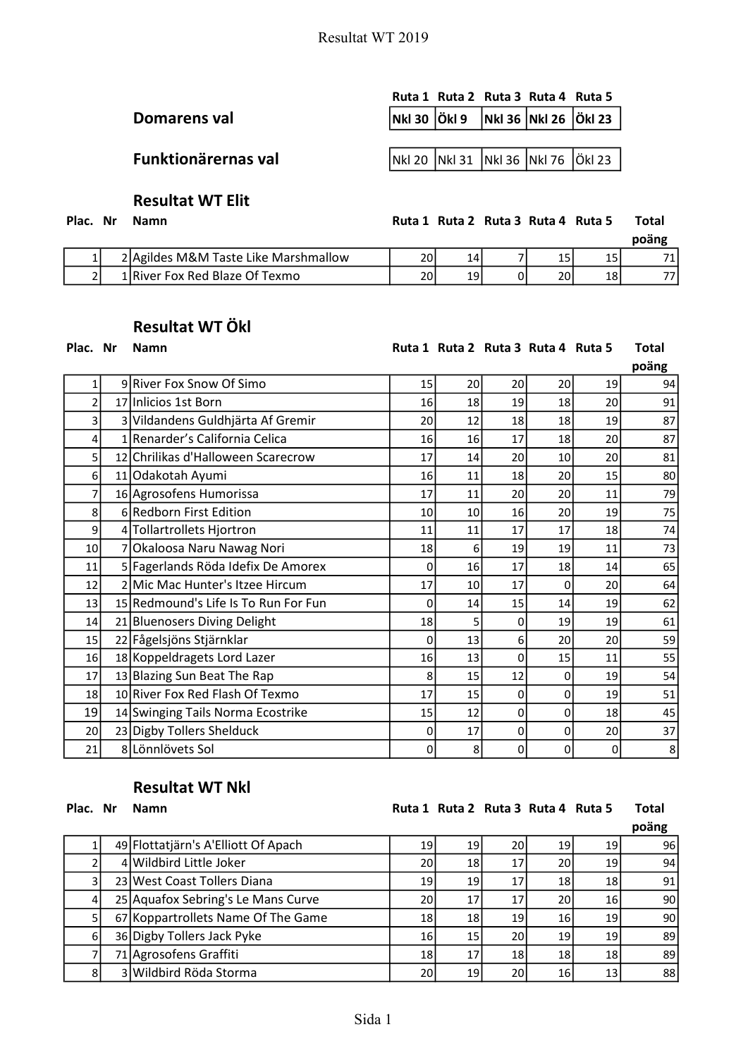|  | Ruta 1 | Ruta 2 | Ruta 3 | Ruta 4 | Ruta 5 |
|---|---|---|---|---|---|
| **Domarens val** | **Nkl 30** | **Ökl 9** | **Nkl 36** | **Nkl 26** | **Ökl 23** |
| **Funktionärernas val** | Nkl 20 | Nkl 31 | Nkl 36 | Nkl 76 | Ökl 23 |

## Resultat WT Elit

| Plac. | Nr | Namn | Ruta 1 | Ruta 2 | Ruta 3 | Ruta 4 | Ruta 5 | Total poäng |
|---|---|---|---|---|---|---|---|---|
| 1 | 2 | Agildes M&M Taste Like Marshmallow | 20 | 14 | 7 | 15 | 15 | 71 |
| 2 | 1 | River Fox Red Blaze Of Texmo | 20 | 19 | 0 | 20 | 18 | 77 |

## Resultat WT Ökl

| Plac. | Nr | Namn | Ruta 1 | Ruta 2 | Ruta 3 | Ruta 4 | Ruta 5 | Total poäng |
|---|---|---|---|---|---|---|---|---|
| 1 | 9 | River Fox Snow Of Simo | 15 | 20 | 20 | 20 | 19 | 94 |
| 2 | 17 | Inlicios 1st Born | 16 | 18 | 19 | 18 | 20 | 91 |
| 3 | 3 | Vildandens Guldhjärta Af Gremir | 20 | 12 | 18 | 18 | 19 | 87 |
| 4 | 1 | Renarder's California Celica | 16 | 16 | 17 | 18 | 20 | 87 |
| 5 | 12 | Chrilikas d'Halloween Scarecrow | 17 | 14 | 20 | 10 | 20 | 81 |
| 6 | 11 | Odakotah Ayumi | 16 | 11 | 18 | 20 | 15 | 80 |
| 7 | 16 | Agrosofens Humorissa | 17 | 11 | 20 | 20 | 11 | 79 |
| 8 | 6 | Redborn First Edition | 10 | 10 | 16 | 20 | 19 | 75 |
| 9 | 4 | Tollartrollets Hjortron | 11 | 11 | 17 | 17 | 18 | 74 |
| 10 | 7 | Okaloosa Naru Nawag Nori | 18 | 6 | 19 | 19 | 11 | 73 |
| 11 | 5 | Fagerlands Röda Idefix De Amorex | 0 | 16 | 17 | 18 | 14 | 65 |
| 12 | 2 | Mic Mac Hunter's Itzee Hircum | 17 | 10 | 17 | 0 | 20 | 64 |
| 13 | 15 | Redmound's Life Is To Run For Fun | 0 | 14 | 15 | 14 | 19 | 62 |
| 14 | 21 | Bluenosers Diving Delight | 18 | 5 | 0 | 19 | 19 | 61 |
| 15 | 22 | Fågelsjöns Stjärnklar | 0 | 13 | 6 | 20 | 20 | 59 |
| 16 | 18 | Koppeldragets Lord Lazer | 16 | 13 | 0 | 15 | 11 | 55 |
| 17 | 13 | Blazing Sun Beat The Rap | 8 | 15 | 12 | 0 | 19 | 54 |
| 18 | 10 | River Fox Red Flash Of Texmo | 17 | 15 | 0 | 0 | 19 | 51 |
| 19 | 14 | Swinging Tails Norma Ecostrike | 15 | 12 | 0 | 0 | 18 | 45 |
| 20 | 23 | Digby Tollers Shelduck | 0 | 17 | 0 | 0 | 20 | 37 |
| 21 | 8 | Lönnlövets Sol | 0 | 8 | 0 | 0 | 0 | 8 |

## Resultat WT Nkl

| Plac. | Nr | Namn | Ruta 1 | Ruta 2 | Ruta 3 | Ruta 4 | Ruta 5 | Total poäng |
|---|---|---|---|---|---|---|---|---|
| 1 | 49 | Flottatjärn's A'Elliott Of Apach | 19 | 19 | 20 | 19 | 19 | 96 |
| 2 | 4 | Wildbird Little Joker | 20 | 18 | 17 | 20 | 19 | 94 |
| 3 | 23 | West Coast Tollers Diana | 19 | 19 | 17 | 18 | 18 | 91 |
| 4 | 25 | Aquafox Sebring's Le Mans Curve | 20 | 17 | 17 | 20 | 16 | 90 |
| 5 | 67 | Koppartrollets Name Of The Game | 18 | 18 | 19 | 16 | 19 | 90 |
| 6 | 36 | Digby Tollers Jack Pyke | 16 | 15 | 20 | 19 | 19 | 89 |
| 7 | 71 | Agrosofens Graffiti | 18 | 17 | 18 | 18 | 18 | 89 |
| 8 | 3 | Wildbird Röda Storma | 20 | 19 | 20 | 16 | 13 | 88 |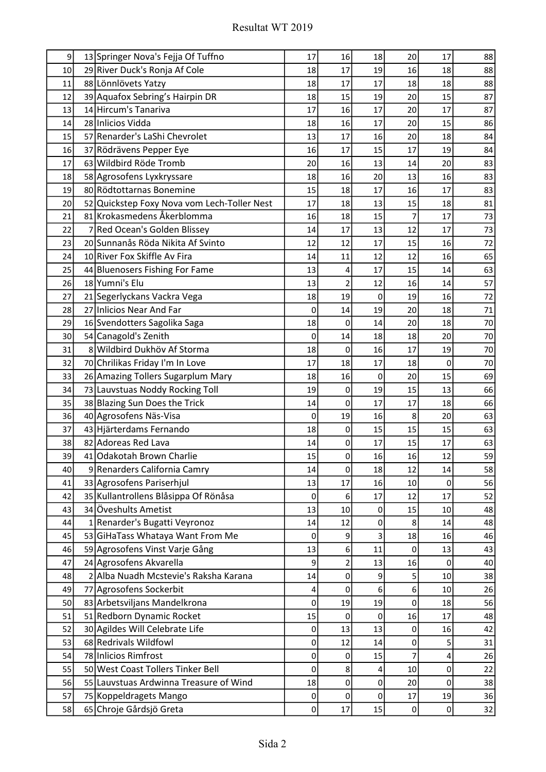# Resultat WT 2019

| | | | | | | | | |
|---|---|---|---|---|---|---|---|---|
| 9 | 13 | Springer Nova's Fejja Of Tuffno | 17 | 16 | 18 | 20 | 17 | 88 |
| 10 | 29 | River Duck's Ronja Af Cole | 18 | 17 | 19 | 16 | 18 | 88 |
| 11 | 88 | Lönnlövets Yatzy | 18 | 17 | 17 | 18 | 18 | 88 |
| 12 | 39 | Aquafox Sebring's Hairpin DR | 18 | 15 | 19 | 20 | 15 | 87 |
| 13 | 14 | Hircum's Tanariva | 17 | 16 | 17 | 20 | 17 | 87 |
| 14 | 28 | Inlicios Vidda | 18 | 16 | 17 | 20 | 15 | 86 |
| 15 | 57 | Renarder's LaShi Chevrolet | 13 | 17 | 16 | 20 | 18 | 84 |
| 16 | 37 | Rödrävens Pepper Eye | 16 | 17 | 15 | 17 | 19 | 84 |
| 17 | 63 | Wildbird Röde Tromb | 20 | 16 | 13 | 14 | 20 | 83 |
| 18 | 58 | Agrosofens Lyxkryssare | 18 | 16 | 20 | 13 | 16 | 83 |
| 19 | 80 | Rödtottarnas Bonemine | 15 | 18 | 17 | 16 | 17 | 83 |
| 20 | 52 | Quickstep Foxy Nova vom Lech-Toller Nest | 17 | 18 | 13 | 15 | 18 | 81 |
| 21 | 81 | Krokasmedens Åkerblomma | 16 | 18 | 15 | 7 | 17 | 73 |
| 22 | 7 | Red Ocean's Golden Blissey | 14 | 17 | 13 | 12 | 17 | 73 |
| 23 | 20 | Sunnanås Röda Nikita Af Svinto | 12 | 12 | 17 | 15 | 16 | 72 |
| 24 | 10 | River Fox Skiffle Av Fira | 14 | 11 | 12 | 12 | 16 | 65 |
| 25 | 44 | Bluenosers Fishing For Fame | 13 | 4 | 17 | 15 | 14 | 63 |
| 26 | 18 | Yumni's Elu | 13 | 2 | 12 | 16 | 14 | 57 |
| 27 | 21 | Segerlyckans Vackra Vega | 18 | 19 | 0 | 19 | 16 | 72 |
| 28 | 27 | Inlicios Near And Far | 0 | 14 | 19 | 20 | 18 | 71 |
| 29 | 16 | Svendotters Sagolika Saga | 18 | 0 | 14 | 20 | 18 | 70 |
| 30 | 54 | Canagold's Zenith | 0 | 14 | 18 | 18 | 20 | 70 |
| 31 | 8 | Wildbird Dukhöv Af Storma | 18 | 0 | 16 | 17 | 19 | 70 |
| 32 | 70 | Chrilikas Friday I'm In Love | 17 | 18 | 17 | 18 | 0 | 70 |
| 33 | 26 | Amazing Tollers Sugarplum Mary | 18 | 16 | 0 | 20 | 15 | 69 |
| 34 | 73 | Lauvstuas Noddy Rocking Toll | 19 | 0 | 19 | 15 | 13 | 66 |
| 35 | 38 | Blazing Sun Does the Trick | 14 | 0 | 17 | 17 | 18 | 66 |
| 36 | 40 | Agrosofens Näs-Visa | 0 | 19 | 16 | 8 | 20 | 63 |
| 37 | 43 | Hjärterdams Fernando | 18 | 0 | 15 | 15 | 15 | 63 |
| 38 | 82 | Adoreas Red Lava | 14 | 0 | 17 | 15 | 17 | 63 |
| 39 | 41 | Odakotah Brown Charlie | 15 | 0 | 16 | 16 | 12 | 59 |
| 40 | 9 | Renarders California Camry | 14 | 0 | 18 | 12 | 14 | 58 |
| 41 | 33 | Agrosofens Pariserhjul | 13 | 17 | 16 | 10 | 0 | 56 |
| 42 | 35 | Kullantrollens Blåsippa Of Rönåsa | 0 | 6 | 17 | 12 | 17 | 52 |
| 43 | 34 | Öveshults Ametist | 13 | 10 | 0 | 15 | 10 | 48 |
| 44 | 1 | Renarder's Bugatti Veyronoz | 14 | 12 | 0 | 8 | 14 | 48 |
| 45 | 53 | GiHaTass Whataya Want From Me | 0 | 9 | 3 | 18 | 16 | 46 |
| 46 | 59 | Agrosofens Vinst Varje Gång | 13 | 6 | 11 | 0 | 13 | 43 |
| 47 | 24 | Agrosofens Akvarella | 9 | 2 | 13 | 16 | 0 | 40 |
| 48 | 2 | Alba Nuadh Mcstevie's Raksha Karana | 14 | 0 | 9 | 5 | 10 | 38 |
| 49 | 77 | Agrosofens Sockerbit | 4 | 0 | 6 | 6 | 10 | 26 |
| 50 | 83 | Arbetsviljans Mandelkrona | 0 | 19 | 19 | 0 | 18 | 56 |
| 51 | 51 | Redborn Dynamic Rocket | 15 | 0 | 0 | 16 | 17 | 48 |
| 52 | 30 | Agildes Will Celebrate Life | 0 | 13 | 13 | 0 | 16 | 42 |
| 53 | 68 | Redrivals Wildfowl | 0 | 12 | 14 | 0 | 5 | 31 |
| 54 | 78 | Inlicios Rimfrost | 0 | 0 | 15 | 7 | 4 | 26 |
| 55 | 50 | West Coast Tollers Tinker Bell | 0 | 8 | 4 | 10 | 0 | 22 |
| 56 | 55 | Lauvstuas Ardwinna Treasure of Wind | 18 | 0 | 0 | 20 | 0 | 38 |
| 57 | 75 | Koppeldragets Mango | 0 | 0 | 0 | 17 | 19 | 36 |
| 58 | 65 | Chroje Gårdsjö Greta | 0 | 17 | 15 | 0 | 0 | 32 |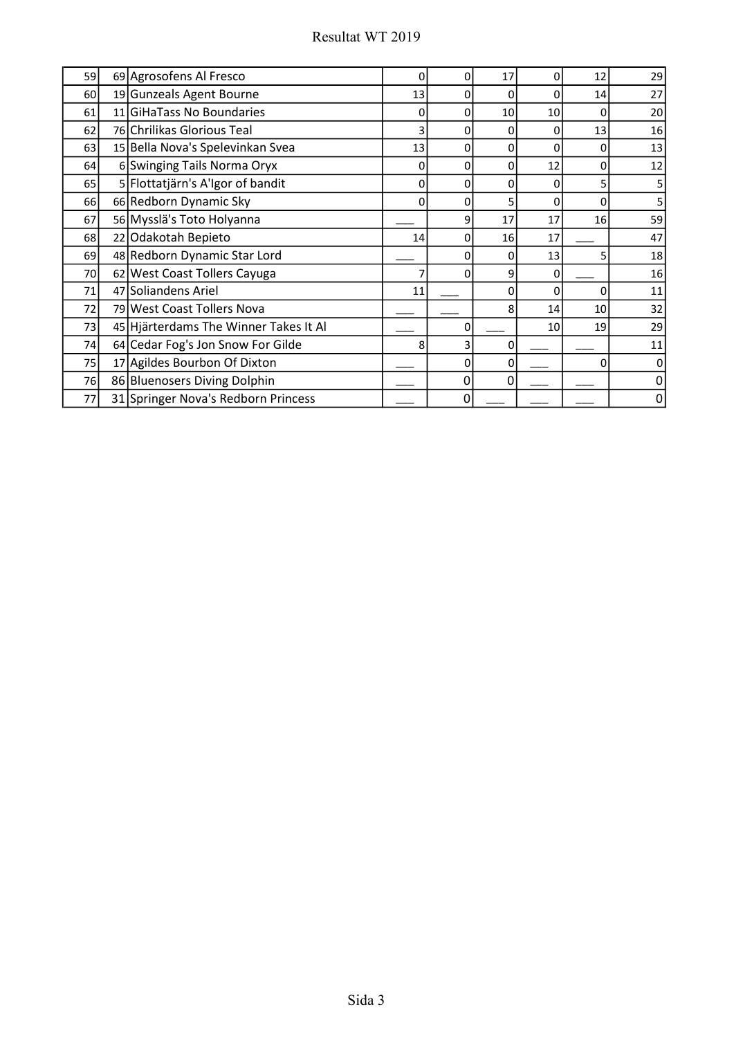| | | | | | | | | |
|---|---|---|---|---|---|---|---|---|
| 59 | 69 | Agrosofens Al Fresco | 0 | 0 | 17 | 0 | 12 | 29 |
| 60 | 19 | Gunzeals Agent Bourne | 13 | 0 | 0 | 0 | 14 | 27 |
| 61 | 11 | GiHaTass No Boundaries | 0 | 0 | 10 | 10 | 0 | 20 |
| 62 | 76 | Chrilikas Glorious Teal | 3 | 0 | 0 | 0 | 13 | 16 |
| 63 | 15 | Bella Nova's Spelevinkan Svea | 13 | 0 | 0 | 0 | 0 | 13 |
| 64 | 6 | Swinging Tails Norma Oryx | 0 | 0 | 0 | 12 | 0 | 12 |
| 65 | 5 | Flottatjärn's A'Igor of bandit | 0 | 0 | 0 | 0 | 5 | 5 |
| 66 | 66 | Redborn Dynamic Sky | 0 | 0 | 5 | 0 | 0 | 5 |
| 67 | 56 | Mysslä's Toto Holyanna | ___ | 9 | 17 | 17 | 16 | 59 |
| 68 | 22 | Odakotah Bepieto | 14 | 0 | 16 | 17 | ___ | 47 |
| 69 | 48 | Redborn Dynamic Star Lord | ___ | 0 | 0 | 13 | 5 | 18 |
| 70 | 62 | West Coast Tollers Cayuga | 7 | 0 | 9 | 0 | ___ | 16 |
| 71 | 47 | Soliandens Ariel | 11 | ___ | 0 | 0 | 0 | 11 |
| 72 | 79 | West Coast Tollers Nova | ___ | ___ | 8 | 14 | 10 | 32 |
| 73 | 45 | Hjärterdams The Winner Takes It Al | ___ | 0 | ___ | 10 | 19 | 29 |
| 74 | 64 | Cedar Fog's Jon Snow For Gilde | 8 | 3 | 0 | ___ | ___ | 11 |
| 75 | 17 | Agildes Bourbon Of Dixton | ___ | 0 | 0 | ___ | 0 | 0 |
| 76 | 86 | Bluenosers Diving Dolphin | ___ | 0 | 0 | ___ | ___ | 0 |
| 77 | 31 | Springer Nova's Redborn Princess | ___ | 0 | ___ | ___ | ___ | 0 |